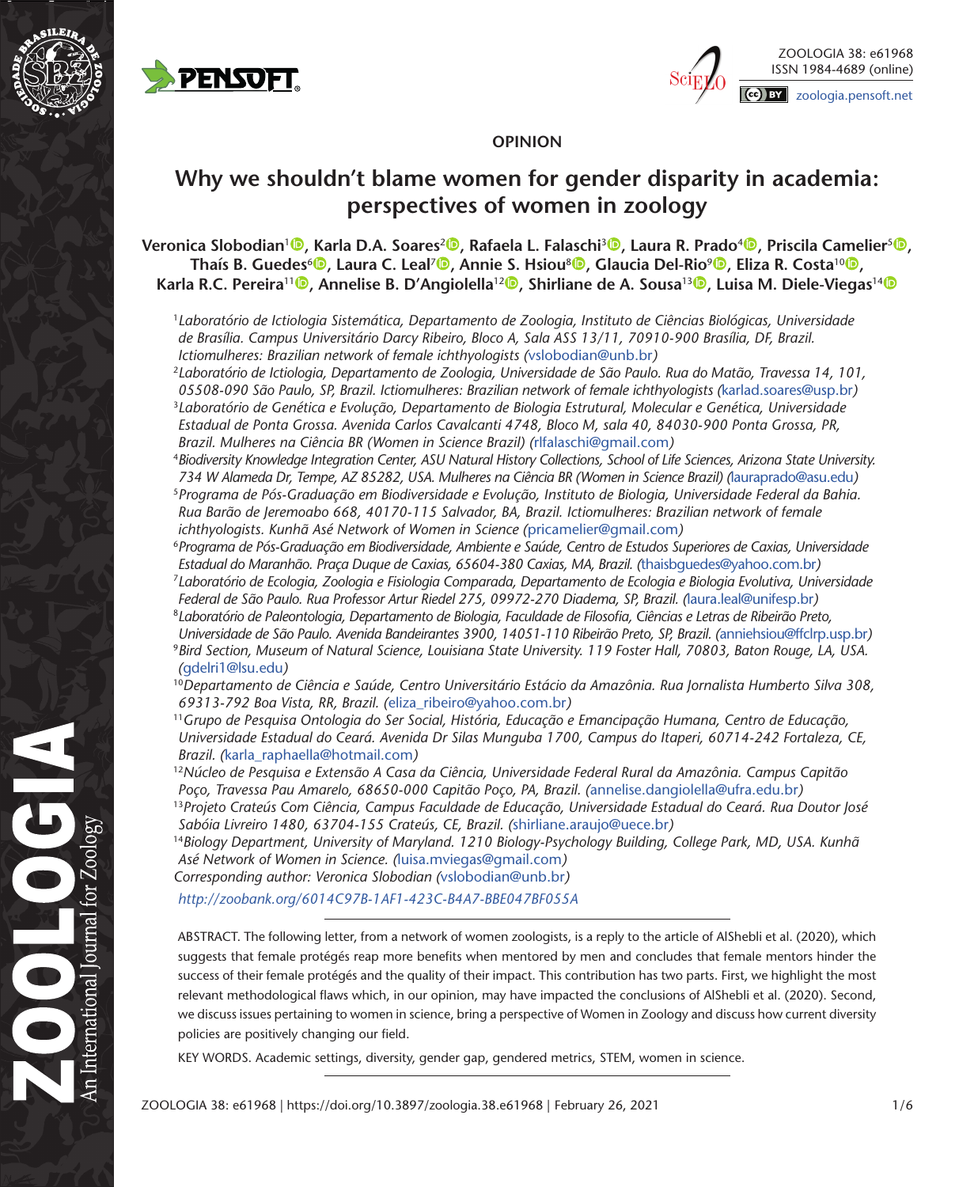OPINION

# Why we shouldn't blame women for gender disparity in academia: perspectives of women in zoology

**Veronica Slobodian[1], Karla D.A. Soares[2], Rafaela L. Falaschi[3], Laura R. Prado[4], Priscila Camelier[5], Thaís B. Guedes[6], Laura C. Leal[7], Annie S. Hsiou[8], Glaucia Del-Rio[9], Eliza R. Costa[10], Karla R.C. Pereira[11], Annelise B. D'Angiolella[12], Shirliane de A. Sousa[13], Luisa M. Diele-Viegas[14]**

[1]*Laboratório de Ictiologia Sistemática, Departamento de Zoologia, Instituto de Ciências Biológicas, Universidade de Brasília. Campus Universitário Darcy Ribeiro, Bloco A, Sala ASS 13/11, 70910-900 Brasília, DF, Brazil. Ictiomulheres: Brazilian network of female ichthyologists (vslobodian@unb.br)*

[2]*Laboratório de Ictiologia, Departamento de Zoologia, Universidade de São Paulo. Rua do Matão, Travessa 14, 101, 05508-090 São Paulo, SP, Brazil. Ictiomulheres: Brazilian network of female ichthyologists (karlad.soares@usp.br)*

[3]*Laboratório de Genética e Evolução, Departamento de Biologia Estrutural, Molecular e Genética, Universidade Estadual de Ponta Grossa. Avenida Carlos Cavalcanti 4748, Bloco M, sala 40, 84030-900 Ponta Grossa, PR, Brazil. Mulheres na Ciência BR (Women in Science Brazil) (rlfalaschi@gmail.com)*

[4]*Biodiversity Knowledge Integration Center, ASU Natural History Collections, School of Life Sciences, Arizona State University. 734 W Alameda Dr, Tempe, AZ 85282, USA. Mulheres na Ciência BR (Women in Science Brazil) (lauraprado@asu.edu)*

[5]*Programa de Pós-Graduação em Biodiversidade e Evolução, Instituto de Biologia, Universidade Federal da Bahia. Rua Barão de Jeremoabo 668, 40170-115 Salvador, BA, Brazil. Ictiomulheres: Brazilian network of female ichthyologists. Kunhã Asé Network of Women in Science (pricamelier@gmail.com)*

[6]*Programa de Pós-Graduação em Biodiversidade, Ambiente e Saúde, Centro de Estudos Superiores de Caxias, Universidade Estadual do Maranhão. Praça Duque de Caxias, 65604-380 Caxias, MA, Brazil. (thaisbguedes@yahoo.com.br)*

[7]*Laboratório de Ecologia, Zoologia e Fisiologia Comparada, Departamento de Ecologia e Biologia Evolutiva, Universidade Federal de São Paulo. Rua Professor Artur Riedel 275, 09972-270 Diadema, SP, Brazil. (laura.leal@unifesp.br)*

[8]*Laboratório de Paleontologia, Departamento de Biologia, Faculdade de Filosofia, Ciências e Letras de Ribeirão Preto, Universidade de São Paulo. Avenida Bandeirantes 3900, 14051-110 Ribeirão Preto, SP, Brazil. (anniehsiou@ffclrp.usp.br)*

[9]*Bird Section, Museum of Natural Science, Louisiana State University. 119 Foster Hall, 70803, Baton Rouge, LA, USA. (gdelri1@lsu.edu)*

[10]*Departamento de Ciência e Saúde, Centro Universitário Estácio da Amazônia. Rua Jornalista Humberto Silva 308, 69313-792 Boa Vista, RR, Brazil. (eliza_ribeiro@yahoo.com.br)*

[11]*Grupo de Pesquisa Ontologia do Ser Social, História, Educação e Emancipação Humana, Centro de Educação, Universidade Estadual do Ceará. Avenida Dr Silas Munguba 1700, Campus do Itaperi, 60714-242 Fortaleza, CE, Brazil. (karla_raphaella@hotmail.com)*

[12]*Núcleo de Pesquisa e Extensão A Casa da Ciência, Universidade Federal Rural da Amazônia. Campus Capitão Poço, Travessa Pau Amarelo, 68650-000 Capitão Poço, PA, Brazil. (annelise.dangiolella@ufra.edu.br)*

[13]*Projeto Crateús Com Ciência, Campus Faculdade de Educação, Universidade Estadual do Ceará. Rua Doutor José Sabóia Livreiro 1480, 63704-155 Crateús, CE, Brazil. (shirliane.araujo@uece.br)*

[14]*Biology Department, University of Maryland. 1210 Biology-Psychology Building, College Park, MD, USA. Kunhã Asé Network of Women in Science. (luisa.mviegas@gmail.com)*

*Corresponding author: Veronica Slobodian (vslobodian@unb.br)*

*http://zoobank.org/6014C97B-1AF1-423C-B4A7-BBE047BF055A*

ABSTRACT. The following letter, from a network of women zoologists, is a reply to the article of AlShebli et al. (2020), which suggests that female protégés reap more benefits when mentored by men and concludes that female mentors hinder the success of their female protégés and the quality of their impact. This contribution has two parts. First, we highlight the most relevant methodological flaws which, in our opinion, may have impacted the conclusions of AlShebli et al. (2020). Second, we discuss issues pertaining to women in science, bring a perspective of Women in Zoology and discuss how current diversity policies are positively changing our field.

KEY WORDS. Academic settings, diversity, gender gap, gendered metrics, STEM, women in science.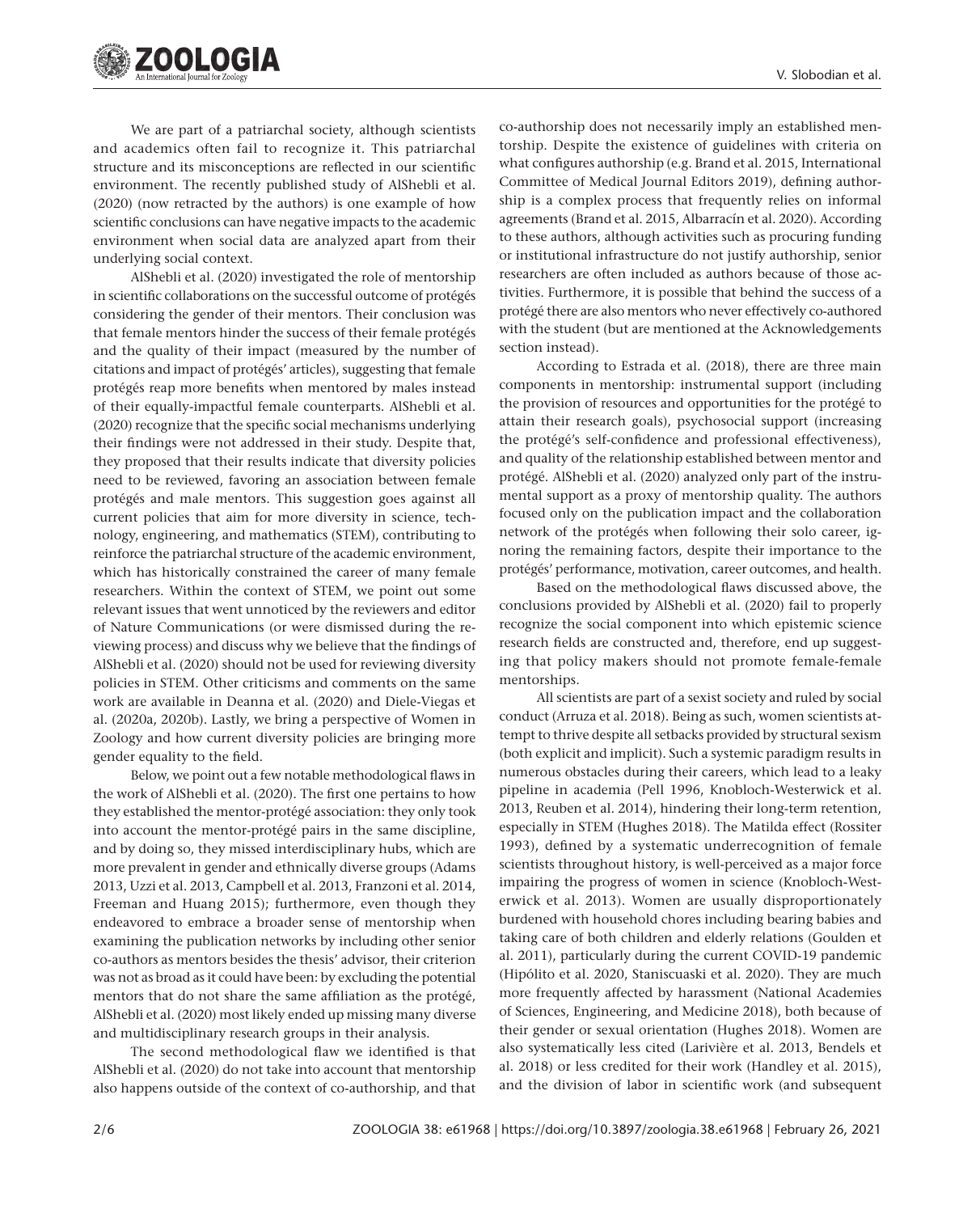We are part of a patriarchal society, although scientists and academics often fail to recognize it. This patriarchal structure and its misconceptions are reflected in our scientific environment. The recently published study of AlShebli et al. (2020) (now retracted by the authors) is one example of how scientific conclusions can have negative impacts to the academic environment when social data are analyzed apart from their underlying social context.

AlShebli et al. (2020) investigated the role of mentorship in scientific collaborations on the successful outcome of protégés considering the gender of their mentors. Their conclusion was that female mentors hinder the success of their female protégés and the quality of their impact (measured by the number of citations and impact of protégés' articles), suggesting that female protégés reap more benefits when mentored by males instead of their equally-impactful female counterparts. AlShebli et al. (2020) recognize that the specific social mechanisms underlying their findings were not addressed in their study. Despite that, they proposed that their results indicate that diversity policies need to be reviewed, favoring an association between female protégés and male mentors. This suggestion goes against all current policies that aim for more diversity in science, technology, engineering, and mathematics (STEM), contributing to reinforce the patriarchal structure of the academic environment, which has historically constrained the career of many female researchers. Within the context of STEM, we point out some relevant issues that went unnoticed by the reviewers and editor of Nature Communications (or were dismissed during the reviewing process) and discuss why we believe that the findings of AlShebli et al. (2020) should not be used for reviewing diversity policies in STEM. Other criticisms and comments on the same work are available in Deanna et al. (2020) and Diele-Viegas et al. (2020a, 2020b). Lastly, we bring a perspective of Women in Zoology and how current diversity policies are bringing more gender equality to the field.

Below, we point out a few notable methodological flaws in the work of AlShebli et al. (2020). The first one pertains to how they established the mentor-protégé association: they only took into account the mentor-protégé pairs in the same discipline, and by doing so, they missed interdisciplinary hubs, which are more prevalent in gender and ethnically diverse groups (Adams 2013, Uzzi et al. 2013, Campbell et al. 2013, Franzoni et al. 2014, Freeman and Huang 2015); furthermore, even though they endeavored to embrace a broader sense of mentorship when examining the publication networks by including other senior co-authors as mentors besides the thesis' advisor, their criterion was not as broad as it could have been: by excluding the potential mentors that do not share the same affiliation as the protégé, AlShebli et al. (2020) most likely ended up missing many diverse and multidisciplinary research groups in their analysis.

The second methodological flaw we identified is that AlShebli et al. (2020) do not take into account that mentorship also happens outside of the context of co-authorship, and that co-authorship does not necessarily imply an established mentorship. Despite the existence of guidelines with criteria on what configures authorship (e.g. Brand et al. 2015, International Committee of Medical Journal Editors 2019), defining authorship is a complex process that frequently relies on informal agreements (Brand et al. 2015, Albarracín et al. 2020). According to these authors, although activities such as procuring funding or institutional infrastructure do not justify authorship, senior researchers are often included as authors because of those activities. Furthermore, it is possible that behind the success of a protégé there are also mentors who never effectively co-authored with the student (but are mentioned at the Acknowledgements section instead).

According to Estrada et al. (2018), there are three main components in mentorship: instrumental support (including the provision of resources and opportunities for the protégé to attain their research goals), psychosocial support (increasing the protégé's self-confidence and professional effectiveness), and quality of the relationship established between mentor and protégé. AlShebli et al. (2020) analyzed only part of the instrumental support as a proxy of mentorship quality. The authors focused only on the publication impact and the collaboration network of the protégés when following their solo career, ignoring the remaining factors, despite their importance to the protégés' performance, motivation, career outcomes, and health.

Based on the methodological flaws discussed above, the conclusions provided by AlShebli et al. (2020) fail to properly recognize the social component into which epistemic science research fields are constructed and, therefore, end up suggesting that policy makers should not promote female-female mentorships.

All scientists are part of a sexist society and ruled by social conduct (Arruza et al. 2018). Being as such, women scientists attempt to thrive despite all setbacks provided by structural sexism (both explicit and implicit). Such a systemic paradigm results in numerous obstacles during their careers, which lead to a leaky pipeline in academia (Pell 1996, Knobloch-Westerwick et al. 2013, Reuben et al. 2014), hindering their long-term retention, especially in STEM (Hughes 2018). The Matilda effect (Rossiter 1993), defined by a systematic underrecognition of female scientists throughout history, is well-perceived as a major force impairing the progress of women in science (Knobloch-Westerwick et al. 2013). Women are usually disproportionately burdened with household chores including bearing babies and taking care of both children and elderly relations (Goulden et al. 2011), particularly during the current COVID-19 pandemic (Hipólito et al. 2020, Staniscuaski et al. 2020). They are much more frequently affected by harassment (National Academies of Sciences, Engineering, and Medicine 2018), both because of their gender or sexual orientation (Hughes 2018). Women are also systematically less cited (Larivière et al. 2013, Bendels et al. 2018) or less credited for their work (Handley et al. 2015), and the division of labor in scientific work (and subsequent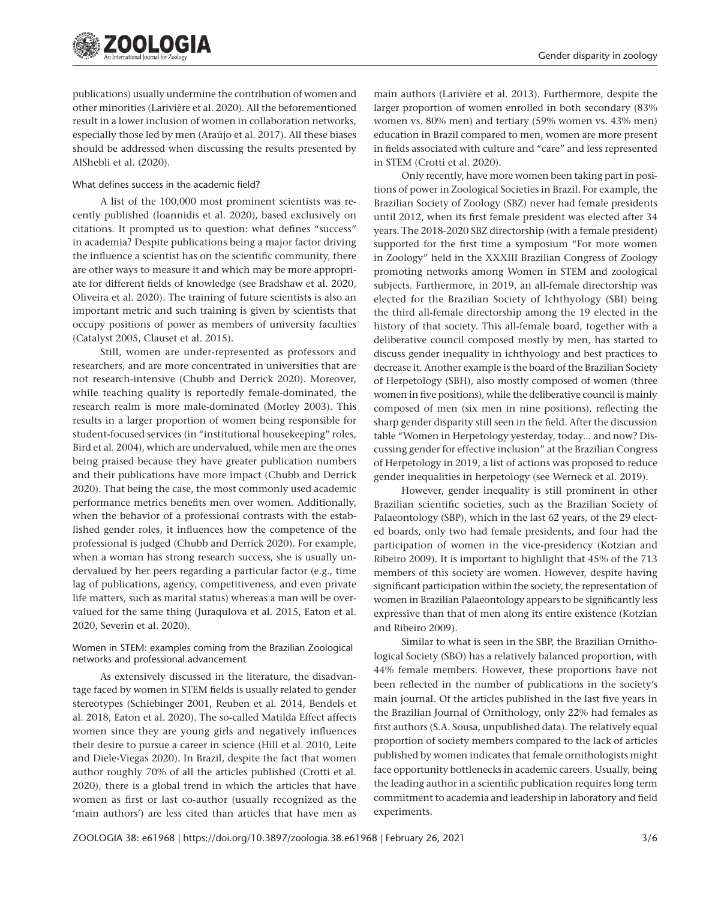publications) usually undermine the contribution of women and other minorities (Larivière et al. 2020). All the beforementioned result in a lower inclusion of women in collaboration networks, especially those led by men (Araújo et al. 2017). All these biases should be addressed when discussing the results presented by AlShebli et al. (2020).

### What defines success in the academic field?

A list of the 100,000 most prominent scientists was recently published (Ioannidis et al. 2020), based exclusively on citations. It prompted us to question: what defines "success" in academia? Despite publications being a major factor driving the influence a scientist has on the scientific community, there are other ways to measure it and which may be more appropriate for different fields of knowledge (see Bradshaw et al. 2020, Oliveira et al. 2020). The training of future scientists is also an important metric and such training is given by scientists that occupy positions of power as members of university faculties (Catalyst 2005, Clauset et al. 2015).

Still, women are under-represented as professors and researchers, and are more concentrated in universities that are not research-intensive (Chubb and Derrick 2020). Moreover, while teaching quality is reportedly female-dominated, the research realm is more male-dominated (Morley 2003). This results in a larger proportion of women being responsible for student-focused services (in "institutional housekeeping" roles, Bird et al. 2004), which are undervalued, while men are the ones being praised because they have greater publication numbers and their publications have more impact (Chubb and Derrick 2020). That being the case, the most commonly used academic performance metrics benefits men over women. Additionally, when the behavior of a professional contrasts with the established gender roles, it influences how the competence of the professional is judged (Chubb and Derrick 2020). For example, when a woman has strong research success, she is usually undervalued by her peers regarding a particular factor (e.g., time lag of publications, agency, competitiveness, and even private life matters, such as marital status) whereas a man will be overvalued for the same thing (Juraqulova et al. 2015, Eaton et al. 2020, Severin et al. 2020).

### Women in STEM: examples coming from the Brazilian Zoological networks and professional advancement

As extensively discussed in the literature, the disadvantage faced by women in STEM fields is usually related to gender stereotypes (Schiebinger 2001, Reuben et al. 2014, Bendels et al. 2018, Eaton et al. 2020). The so-called Matilda Effect affects women since they are young girls and negatively influences their desire to pursue a career in science (Hill et al. 2010, Leite and Diele-Viegas 2020). In Brazil, despite the fact that women author roughly 70% of all the articles published (Crotti et al. 2020), there is a global trend in which the articles that have women as first or last co-author (usually recognized as the 'main authors') are less cited than articles that have men as main authors (Larivière et al. 2013). Furthermore, despite the larger proportion of women enrolled in both secondary (83% women vs. 80% men) and tertiary (59% women vs. 43% men) education in Brazil compared to men, women are more present in fields associated with culture and "care" and less represented in STEM (Crotti et al. 2020).

Only recently, have more women been taking part in positions of power in Zoological Societies in Brazil. For example, the Brazilian Society of Zoology (SBZ) never had female presidents until 2012, when its first female president was elected after 34 years. The 2018-2020 SBZ directorship (with a female president) supported for the first time a symposium "For more women in Zoology" held in the XXXIII Brazilian Congress of Zoology promoting networks among Women in STEM and zoological subjects. Furthermore, in 2019, an all-female directorship was elected for the Brazilian Society of Ichthyology (SBI) being the third all-female directorship among the 19 elected in the history of that society. This all-female board, together with a deliberative council composed mostly by men, has started to discuss gender inequality in ichthyology and best practices to decrease it. Another example is the board of the Brazilian Society of Herpetology (SBH), also mostly composed of women (three women in five positions), while the deliberative council is mainly composed of men (six men in nine positions), reflecting the sharp gender disparity still seen in the field. After the discussion table "Women in Herpetology yesterday, today... and now? Discussing gender for effective inclusion" at the Brazilian Congress of Herpetology in 2019, a list of actions was proposed to reduce gender inequalities in herpetology (see Werneck et al. 2019).

However, gender inequality is still prominent in other Brazilian scientific societies, such as the Brazilian Society of Palaeontology (SBP), which in the last 62 years, of the 29 elected boards, only two had female presidents, and four had the participation of women in the vice-presidency (Kotzian and Ribeiro 2009). It is important to highlight that 45% of the 713 members of this society are women. However, despite having significant participation within the society, the representation of women in Brazilian Palaeontology appears to be significantly less expressive than that of men along its entire existence (Kotzian and Ribeiro 2009).

Similar to what is seen in the SBP, the Brazilian Ornithological Society (SBO) has a relatively balanced proportion, with 44% female members. However, these proportions have not been reflected in the number of publications in the society's main journal. Of the articles published in the last five years in the Brazilian Journal of Ornithology, only 22% had females as first authors (S.A. Sousa, unpublished data). The relatively equal proportion of society members compared to the lack of articles published by women indicates that female ornithologists might face opportunity bottlenecks in academic careers. Usually, being the leading author in a scientific publication requires long term commitment to academia and leadership in laboratory and field experiments.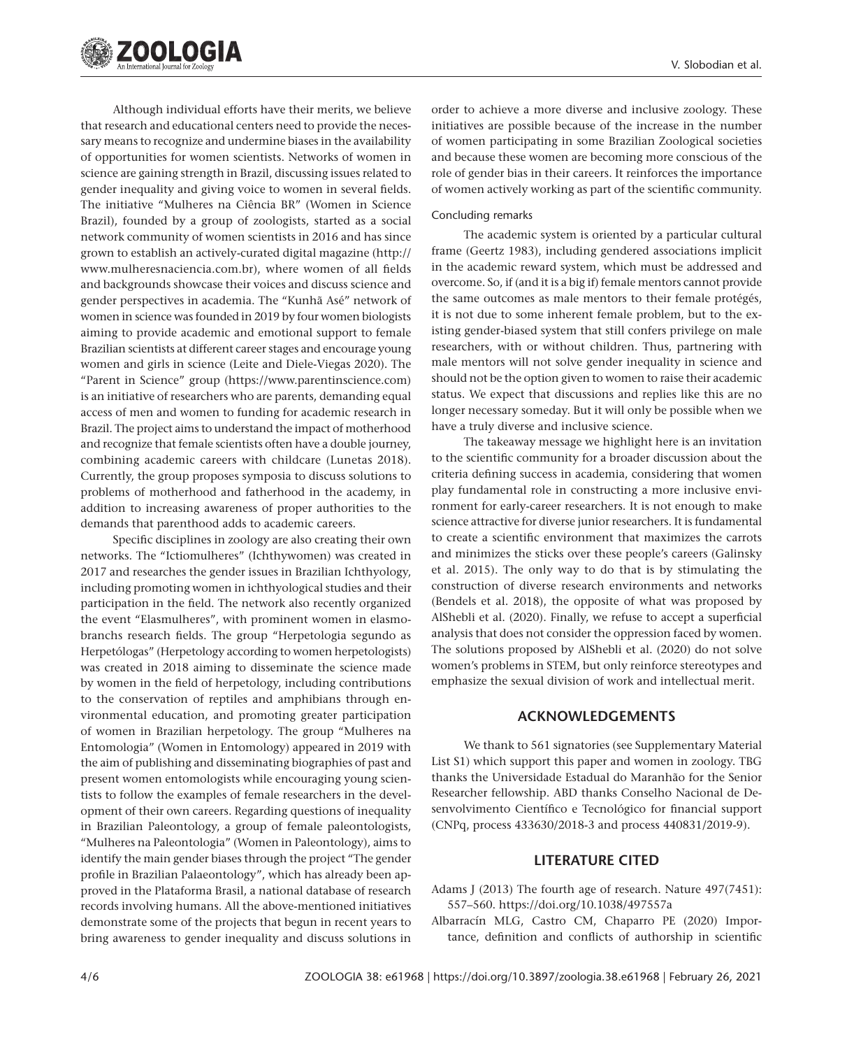Although individual efforts have their merits, we believe that research and educational centers need to provide the necessary means to recognize and undermine biases in the availability of opportunities for women scientists. Networks of women in science are gaining strength in Brazil, discussing issues related to gender inequality and giving voice to women in several fields. The initiative "Mulheres na Ciência BR" (Women in Science Brazil), founded by a group of zoologists, started as a social network community of women scientists in 2016 and has since grown to establish an actively-curated digital magazine (http://www.mulheresnaciencia.com.br), where women of all fields and backgrounds showcase their voices and discuss science and gender perspectives in academia. The "Kunhã Asé" network of women in science was founded in 2019 by four women biologists aiming to provide academic and emotional support to female Brazilian scientists at different career stages and encourage young women and girls in science (Leite and Diele-Viegas 2020). The "Parent in Science" group (https://www.parentinscience.com) is an initiative of researchers who are parents, demanding equal access of men and women to funding for academic research in Brazil. The project aims to understand the impact of motherhood and recognize that female scientists often have a double journey, combining academic careers with childcare (Lunetas 2018). Currently, the group proposes symposia to discuss solutions to problems of motherhood and fatherhood in the academy, in addition to increasing awareness of proper authorities to the demands that parenthood adds to academic careers.

Specific disciplines in zoology are also creating their own networks. The "Ictiomulheres" (Ichthywomen) was created in 2017 and researches the gender issues in Brazilian Ichthyology, including promoting women in ichthyological studies and their participation in the field. The network also recently organized the event "Elasmulheres", with prominent women in elasmobranchs research fields. The group "Herpetologia segundo as Herpetólogas" (Herpetology according to women herpetologists) was created in 2018 aiming to disseminate the science made by women in the field of herpetology, including contributions to the conservation of reptiles and amphibians through environmental education, and promoting greater participation of women in Brazilian herpetology. The group "Mulheres na Entomologia" (Women in Entomology) appeared in 2019 with the aim of publishing and disseminating biographies of past and present women entomologists while encouraging young scientists to follow the examples of female researchers in the development of their own careers. Regarding questions of inequality in Brazilian Paleontology, a group of female paleontologists, "Mulheres na Paleontologia" (Women in Paleontology), aims to identify the main gender biases through the project "The gender profile in Brazilian Palaeontology", which has already been approved in the Plataforma Brasil, a national database of research records involving humans. All the above-mentioned initiatives demonstrate some of the projects that begun in recent years to bring awareness to gender inequality and discuss solutions in order to achieve a more diverse and inclusive zoology. These initiatives are possible because of the increase in the number of women participating in some Brazilian Zoological societies and because these women are becoming more conscious of the role of gender bias in their careers. It reinforces the importance of women actively working as part of the scientific community.

#### Concluding remarks

The academic system is oriented by a particular cultural frame (Geertz 1983), including gendered associations implicit in the academic reward system, which must be addressed and overcome. So, if (and it is a big if) female mentors cannot provide the same outcomes as male mentors to their female protégés, it is not due to some inherent female problem, but to the existing gender-biased system that still confers privilege on male researchers, with or without children. Thus, partnering with male mentors will not solve gender inequality in science and should not be the option given to women to raise their academic status. We expect that discussions and replies like this are no longer necessary someday. But it will only be possible when we have a truly diverse and inclusive science.

The takeaway message we highlight here is an invitation to the scientific community for a broader discussion about the criteria defining success in academia, considering that women play fundamental role in constructing a more inclusive environment for early-career researchers. It is not enough to make science attractive for diverse junior researchers. It is fundamental to create a scientific environment that maximizes the carrots and minimizes the sticks over these people's careers (Galinsky et al. 2015). The only way to do that is by stimulating the construction of diverse research environments and networks (Bendels et al. 2018), the opposite of what was proposed by AlShebli et al. (2020). Finally, we refuse to accept a superficial analysis that does not consider the oppression faced by women. The solutions proposed by AlShebli et al. (2020) do not solve women's problems in STEM, but only reinforce stereotypes and emphasize the sexual division of work and intellectual merit.

## ACKNOWLEDGEMENTS

We thank to 561 signatories (see Supplementary Material List S1) which support this paper and women in zoology. TBG thanks the Universidade Estadual do Maranhão for the Senior Researcher fellowship. ABD thanks Conselho Nacional de Desenvolvimento Científico e Tecnológico for financial support (CNPq, process 433630/2018-3 and process 440831/2019-9).

## LITERATURE CITED

Adams J (2013) The fourth age of research. Nature 497(7451): 557–560. https://doi.org/10.1038/497557a

Albarracín MLG, Castro CM, Chaparro PE (2020) Importance, definition and conflicts of authorship in scientific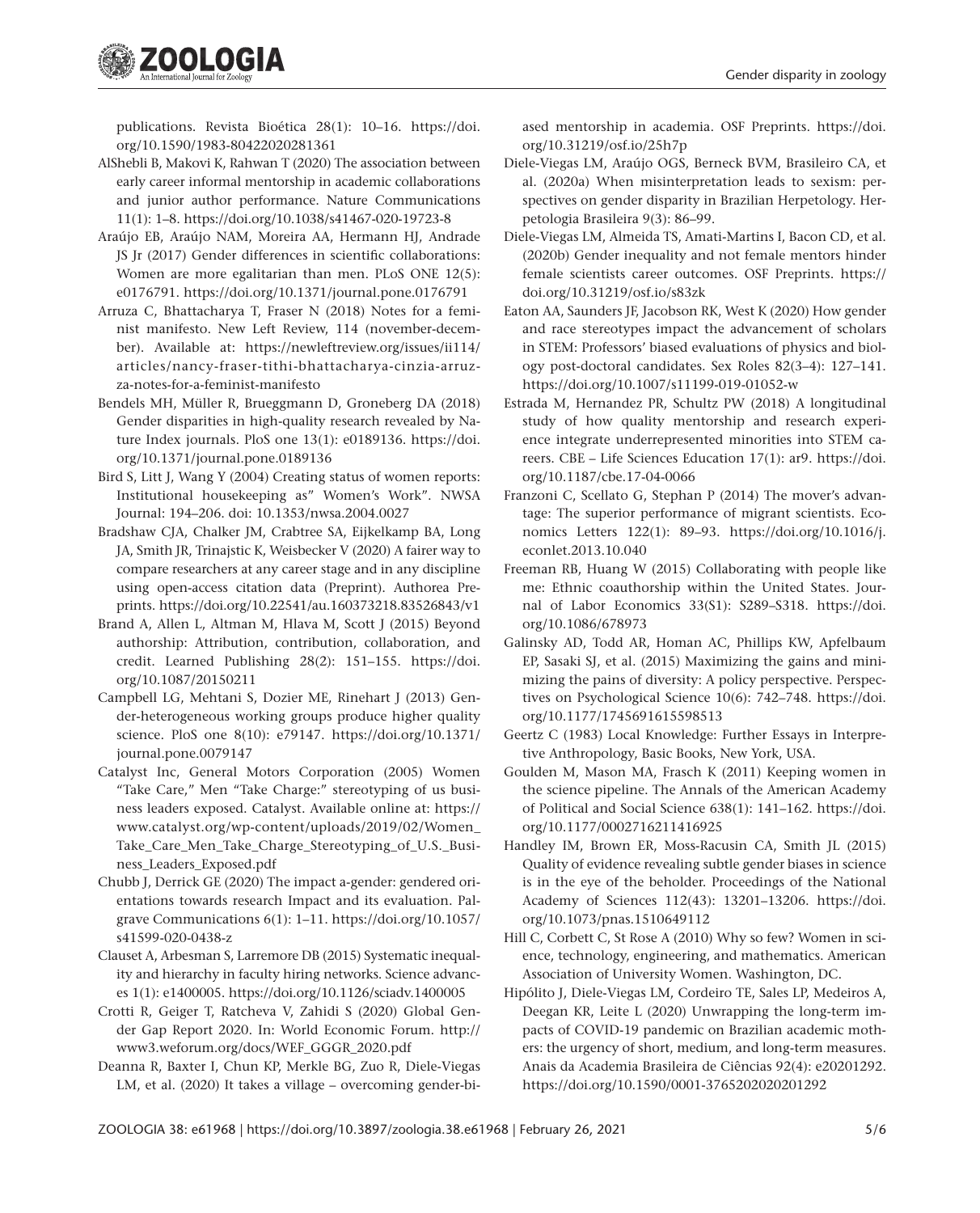publications. Revista Bioética 28(1): 10–16. https://doi.org/10.1590/1983-80422020281361

AlShebli B, Makovi K, Rahwan T (2020) The association between early career informal mentorship in academic collaborations and junior author performance. Nature Communications 11(1): 1–8. https://doi.org/10.1038/s41467-020-19723-8

Araújo EB, Araújo NAM, Moreira AA, Hermann HJ, Andrade JS Jr (2017) Gender differences in scientific collaborations: Women are more egalitarian than men. PLoS ONE 12(5): e0176791. https://doi.org/10.1371/journal.pone.0176791

Arruza C, Bhattacharya T, Fraser N (2018) Notes for a feminist manifesto. New Left Review, 114 (november-december). Available at: https://newleftreview.org/issues/ii114/articles/nancy-fraser-tithi-bhattacharya-cinzia-arruzza-notes-for-a-feminist-manifesto

Bendels MH, Müller R, Brueggmann D, Groneberg DA (2018) Gender disparities in high-quality research revealed by Nature Index journals. PloS one 13(1): e0189136. https://doi.org/10.1371/journal.pone.0189136

Bird S, Litt J, Wang Y (2004) Creating status of women reports: Institutional housekeeping as" Women's Work". NWSA Journal: 194–206. doi: 10.1353/nwsa.2004.0027

Bradshaw CJA, Chalker JM, Crabtree SA, Eijkelkamp BA, Long JA, Smith JR, Trinajstic K, Weisbecker V (2020) A fairer way to compare researchers at any career stage and in any discipline using open-access citation data (Preprint). Authorea Preprints. https://doi.org/10.22541/au.160373218.83526843/v1

Brand A, Allen L, Altman M, Hlava M, Scott J (2015) Beyond authorship: Attribution, contribution, collaboration, and credit. Learned Publishing 28(2): 151–155. https://doi.org/10.1087/20150211

Campbell LG, Mehtani S, Dozier ME, Rinehart J (2013) Gender-heterogeneous working groups produce higher quality science. PloS one 8(10): e79147. https://doi.org/10.1371/journal.pone.0079147

Catalyst Inc, General Motors Corporation (2005) Women "Take Care," Men "Take Charge:" stereotyping of us business leaders exposed. Catalyst. Available online at: https://www.catalyst.org/wp-content/uploads/2019/02/Women_Take_Care_Men_Take_Charge_Stereotyping_of_U.S._Business_Leaders_Exposed.pdf

Chubb J, Derrick GE (2020) The impact a-gender: gendered orientations towards research Impact and its evaluation. Palgrave Communications 6(1): 1–11. https://doi.org/10.1057/s41599-020-0438-z

Clauset A, Arbesman S, Larremore DB (2015) Systematic inequality and hierarchy in faculty hiring networks. Science advances 1(1): e1400005. https://doi.org/10.1126/sciadv.1400005

Crotti R, Geiger T, Ratcheva V, Zahidi S (2020) Global Gender Gap Report 2020. In: World Economic Forum. http://www3.weforum.org/docs/WEF_GGGR_2020.pdf

Deanna R, Baxter I, Chun KP, Merkle BG, Zuo R, Diele-Viegas LM, et al. (2020) It takes a village – overcoming gender-biased mentorship in academia. OSF Preprints. https://doi.org/10.31219/osf.io/25h7p

Diele-Viegas LM, Araújo OGS, Berneck BVM, Brasileiro CA, et al. (2020a) When misinterpretation leads to sexism: perspectives on gender disparity in Brazilian Herpetology. Herpetologia Brasileira 9(3): 86–99.

Diele-Viegas LM, Almeida TS, Amati-Martins I, Bacon CD, et al. (2020b) Gender inequality and not female mentors hinder female scientists career outcomes. OSF Preprints. https://doi.org/10.31219/osf.io/s83zk

Eaton AA, Saunders JF, Jacobson RK, West K (2020) How gender and race stereotypes impact the advancement of scholars in STEM: Professors' biased evaluations of physics and biology post-doctoral candidates. Sex Roles 82(3–4): 127–141. https://doi.org/10.1007/s11199-019-01052-w

Estrada M, Hernandez PR, Schultz PW (2018) A longitudinal study of how quality mentorship and research experience integrate underrepresented minorities into STEM careers. CBE – Life Sciences Education 17(1): ar9. https://doi.org/10.1187/cbe.17-04-0066

Franzoni C, Scellato G, Stephan P (2014) The mover's advantage: The superior performance of migrant scientists. Economics Letters 122(1): 89–93. https://doi.org/10.1016/j.econlet.2013.10.040

Freeman RB, Huang W (2015) Collaborating with people like me: Ethnic coauthorship within the United States. Journal of Labor Economics 33(S1): S289–S318. https://doi.org/10.1086/678973

Galinsky AD, Todd AR, Homan AC, Phillips KW, Apfelbaum EP, Sasaki SJ, et al. (2015) Maximizing the gains and minimizing the pains of diversity: A policy perspective. Perspectives on Psychological Science 10(6): 742–748. https://doi.org/10.1177/1745691615598513

Geertz C (1983) Local Knowledge: Further Essays in Interpretive Anthropology, Basic Books, New York, USA.

Goulden M, Mason MA, Frasch K (2011) Keeping women in the science pipeline. The Annals of the American Academy of Political and Social Science 638(1): 141–162. https://doi.org/10.1177/0002716211416925

Handley IM, Brown ER, Moss-Racusin CA, Smith JL (2015) Quality of evidence revealing subtle gender biases in science is in the eye of the beholder. Proceedings of the National Academy of Sciences 112(43): 13201–13206. https://doi.org/10.1073/pnas.1510649112

Hill C, Corbett C, St Rose A (2010) Why so few? Women in science, technology, engineering, and mathematics. American Association of University Women. Washington, DC.

Hipólito J, Diele-Viegas LM, Cordeiro TE, Sales LP, Medeiros A, Deegan KR, Leite L (2020) Unwrapping the long-term impacts of COVID-19 pandemic on Brazilian academic mothers: the urgency of short, medium, and long-term measures. Anais da Academia Brasileira de Ciências 92(4): e20201292. https://doi.org/10.1590/0001-3765202020201292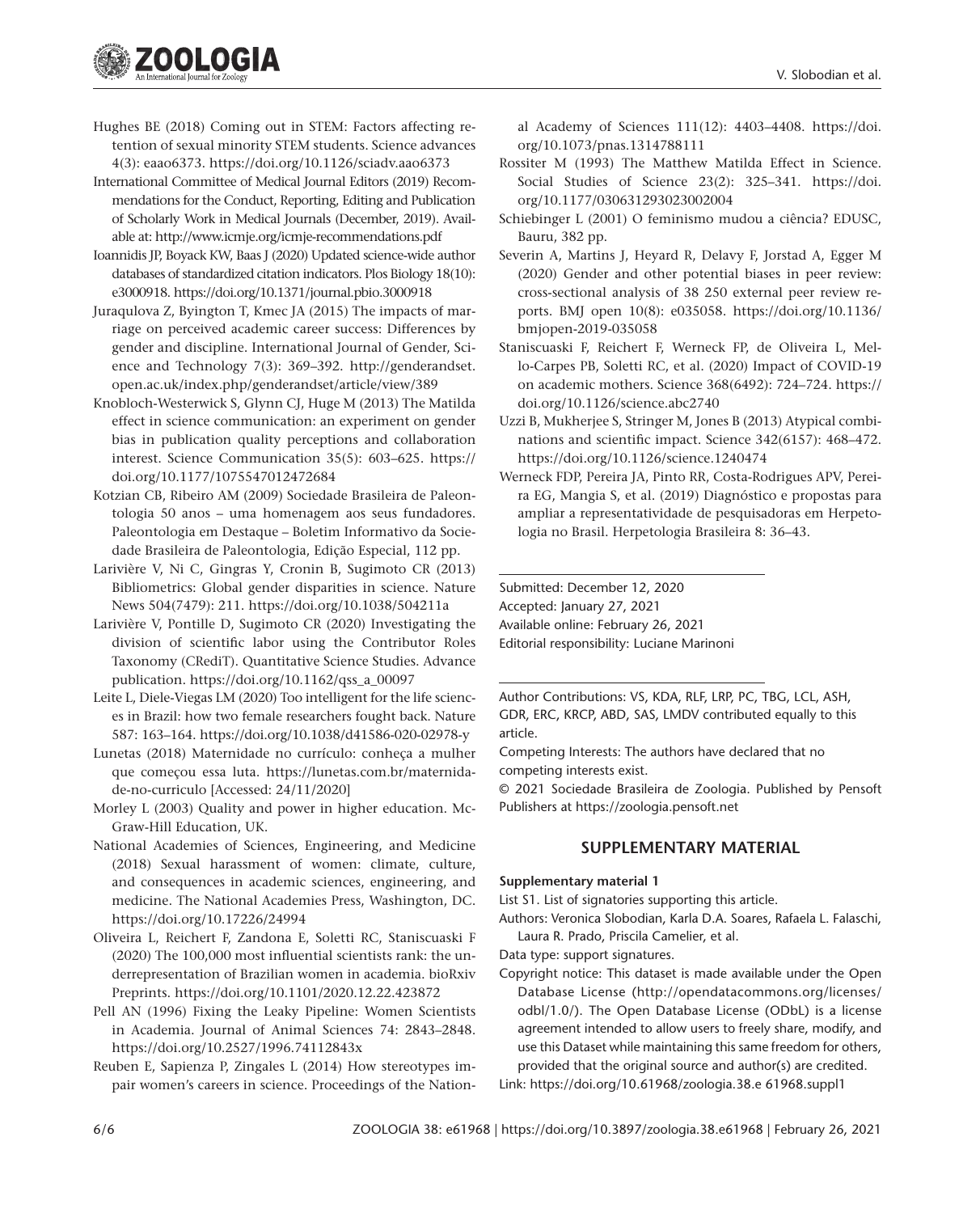Hughes BE (2018) Coming out in STEM: Factors affecting retention of sexual minority STEM students. Science advances 4(3): eaao6373. https://doi.org/10.1126/sciadv.aao6373

International Committee of Medical Journal Editors (2019) Recommendations for the Conduct, Reporting, Editing and Publication of Scholarly Work in Medical Journals (December, 2019). Available at: http://www.icmje.org/icmje-recommendations.pdf

Ioannidis JP, Boyack KW, Baas J (2020) Updated science-wide author databases of standardized citation indicators. Plos Biology 18(10): e3000918. https://doi.org/10.1371/journal.pbio.3000918

Juraqulova Z, Byington T, Kmec JA (2015) The impacts of marriage on perceived academic career success: Differences by gender and discipline. International Journal of Gender, Science and Technology 7(3): 369–392. http://genderandset.open.ac.uk/index.php/genderandset/article/view/389

Knobloch-Westerwick S, Glynn CJ, Huge M (2013) The Matilda effect in science communication: an experiment on gender bias in publication quality perceptions and collaboration interest. Science Communication 35(5): 603–625. https://doi.org/10.1177/1075547012472684

Kotzian CB, Ribeiro AM (2009) Sociedade Brasileira de Paleontologia 50 anos – uma homenagem aos seus fundadores. Paleontologia em Destaque – Boletim Informativo da Sociedade Brasileira de Paleontologia, Edição Especial, 112 pp.

Larivière V, Ni C, Gingras Y, Cronin B, Sugimoto CR (2013) Bibliometrics: Global gender disparities in science. Nature News 504(7479): 211. https://doi.org/10.1038/504211a

Larivière V, Pontille D, Sugimoto CR (2020) Investigating the division of scientific labor using the Contributor Roles Taxonomy (CRediT). Quantitative Science Studies. Advance publication. https://doi.org/10.1162/qss_a_00097

Leite L, Diele-Viegas LM (2020) Too intelligent for the life sciences in Brazil: how two female researchers fought back. Nature 587: 163–164. https://doi.org/10.1038/d41586-020-02978-y

Lunetas (2018) Maternidade no currículo: conheça a mulher que começou essa luta. https://lunetas.com.br/maternidade-no-curriculo [Accessed: 24/11/2020]

Morley L (2003) Quality and power in higher education. McGraw-Hill Education, UK.

National Academies of Sciences, Engineering, and Medicine (2018) Sexual harassment of women: climate, culture, and consequences in academic sciences, engineering, and medicine. The National Academies Press, Washington, DC. https://doi.org/10.17226/24994

Oliveira L, Reichert F, Zandona E, Soletti RC, Staniscuaski F (2020) The 100,000 most influential scientists rank: the underrepresentation of Brazilian women in academia. bioRxiv Preprints. https://doi.org/10.1101/2020.12.22.423872

Pell AN (1996) Fixing the Leaky Pipeline: Women Scientists in Academia. Journal of Animal Sciences 74: 2843–2848. https://doi.org/10.2527/1996.74112843x

Reuben E, Sapienza P, Zingales L (2014) How stereotypes impair women's careers in science. Proceedings of the National Academy of Sciences 111(12): 4403–4408. https://doi.org/10.1073/pnas.1314788111

Rossiter M (1993) The Matthew Matilda Effect in Science. Social Studies of Science 23(2): 325–341. https://doi.org/10.1177/030631293023002004

Schiebinger L (2001) O feminismo mudou a ciência? EDUSC, Bauru, 382 pp.

Severin A, Martins J, Heyard R, Delavy F, Jorstad A, Egger M (2020) Gender and other potential biases in peer review: cross-sectional analysis of 38 250 external peer review reports. BMJ open 10(8): e035058. https://doi.org/10.1136/bmjopen-2019-035058

Staniscuaski F, Reichert F, Werneck FP, de Oliveira L, Mello-Carpes PB, Soletti RC, et al. (2020) Impact of COVID-19 on academic mothers. Science 368(6492): 724–724. https://doi.org/10.1126/science.abc2740

Uzzi B, Mukherjee S, Stringer M, Jones B (2013) Atypical combinations and scientific impact. Science 342(6157): 468–472. https://doi.org/10.1126/science.1240474

Werneck FDP, Pereira JA, Pinto RR, Costa-Rodrigues APV, Pereira EG, Mangia S, et al. (2019) Diagnóstico e propostas para ampliar a representatividade de pesquisadoras em Herpetologia no Brasil. Herpetologia Brasileira 8: 36–43.

Submitted: December 12, 2020
Accepted: January 27, 2021
Available online: February 26, 2021
Editorial responsibility: Luciane Marinoni

Author Contributions: VS, KDA, RLF, LRP, PC, TBG, LCL, ASH, GDR, ERC, KRCP, ABD, SAS, LMDV contributed equally to this article.

Competing Interests: The authors have declared that no competing interests exist.

© 2021 Sociedade Brasileira de Zoologia. Published by Pensoft Publishers at https://zoologia.pensoft.net

## SUPPLEMENTARY MATERIAL

**Supplementary material 1**

List S1. List of signatories supporting this article.

Authors: Veronica Slobodian, Karla D.A. Soares, Rafaela L. Falaschi, Laura R. Prado, Priscila Camelier, et al.

Data type: support signatures.

Copyright notice: This dataset is made available under the Open Database License (http://opendatacommons.org/licenses/odbl/1.0/). The Open Database License (ODbL) is a license agreement intended to allow users to freely share, modify, and use this Dataset while maintaining this same freedom for others, provided that the original source and author(s) are credited.

Link: https://doi.org/10.61968/zoologia.38.e 61968.suppl1